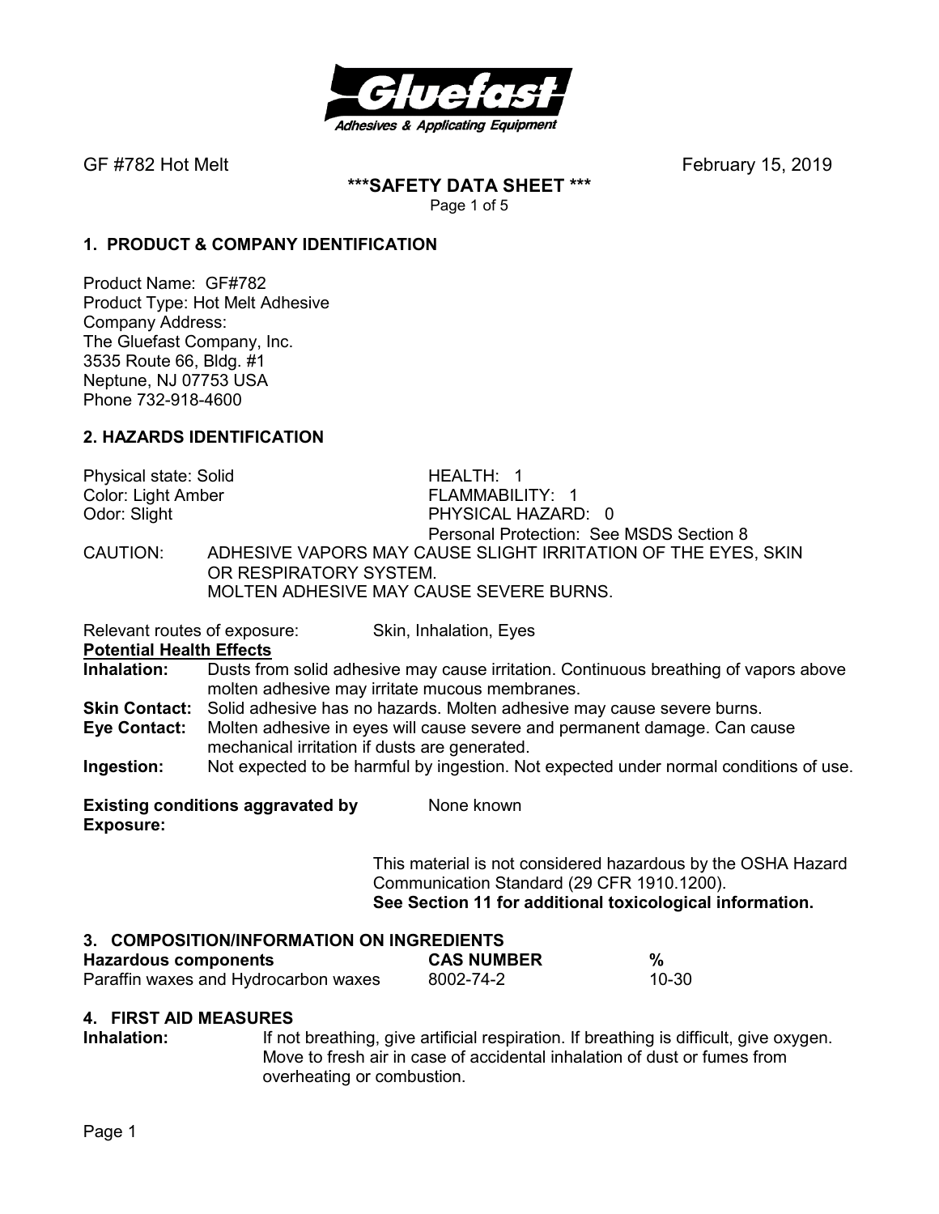GF #782 Hot Melt February 15, 2019

**\*\*\*SAFETY DATA SHEET \*\*\***

## 1. PRODUCT & COMPANY IDENTIFICATION

Product Name: GF#782
Product Type: Hot Melt Adhesive
Company Address:
The Gluefast Company, Inc.
3535 Route 66, Bldg. #1
Neptune, NJ 07753 USA
Phone 732-918-4600

## 2. HAZARDS IDENTIFICATION

Physical state: Solid
Color: Light Amber
Odor: Slight

HEALTH: 1
FLAMMABILITY: 1
PHYSICAL HAZARD: 0
Personal Protection: See MSDS Section 8

CAUTION: ADHESIVE VAPORS MAY CAUSE SLIGHT IRRITATION OF THE EYES, SKIN OR RESPIRATORY SYSTEM.
MOLTEN ADHESIVE MAY CAUSE SEVERE BURNS.

Relevant routes of exposure: Skin, Inhalation, Eyes

**Potential Health Effects**

**Inhalation:** Dusts from solid adhesive may cause irritation. Continuous breathing of vapors above molten adhesive may irritate mucous membranes.

**Skin Contact:** Solid adhesive has no hazards. Molten adhesive may cause severe burns.

**Eye Contact:** Molten adhesive in eyes will cause severe and permanent damage. Can cause mechanical irritation if dusts are generated.

**Ingestion:** Not expected to be harmful by ingestion. Not expected under normal conditions of use.

**Existing conditions aggravated by Exposure:** None known

This material is not considered hazardous by the OSHA Hazard Communication Standard (29 CFR 1910.1200).
**See Section 11 for additional toxicological information.**

## 3. COMPOSITION/INFORMATION ON INGREDIENTS

| Hazardous components | CAS NUMBER | % |
| --- | --- | --- |
| Paraffin waxes and Hydrocarbon waxes | 8002-74-2 | 10-30 |

## 4. FIRST AID MEASURES

**Inhalation:** If not breathing, give artificial respiration. If breathing is difficult, give oxygen. Move to fresh air in case of accidental inhalation of dust or fumes from overheating or combustion.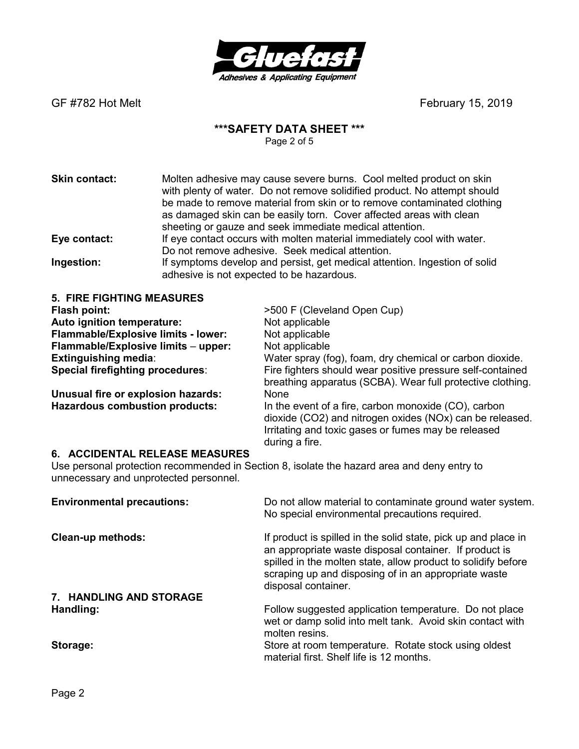**Skin contact:** Molten adhesive may cause severe burns. Cool melted product on skin with plenty of water. Do not remove solidified product. No attempt should be made to remove material from skin or to remove contaminated clothing as damaged skin can be easily torn. Cover affected areas with clean sheeting or gauze and seek immediate medical attention.

**Eye contact:** If eye contact occurs with molten material immediately cool with water. Do not remove adhesive. Seek medical attention.

**Ingestion:** If symptoms develop and persist, get medical attention. Ingestion of solid adhesive is not expected to be hazardous.

## 5. FIRE FIGHTING MEASURES

**Flash point:** >500 F (Cleveland Open Cup)

**Auto ignition temperature:** Not applicable

**Flammable/Explosive limits - lower:** Not applicable

**Flammable/Explosive limits – upper:** Not applicable

**Extinguishing media**: Water spray (fog), foam, dry chemical or carbon dioxide.

**Special firefighting procedures**: Fire fighters should wear positive pressure self-contained breathing apparatus (SCBA). Wear full protective clothing.

**Unusual fire or explosion hazards:** None

**Hazardous combustion products:** In the event of a fire, carbon monoxide (CO), carbon dioxide ($CO_2$) and nitrogen oxides ($NO_x$) can be released. Irritating and toxic gases or fumes may be released during a fire.

## 6. ACCIDENTAL RELEASE MEASURES

Use personal protection recommended in Section 8, isolate the hazard area and deny entry to unnecessary and unprotected personnel.

**Environmental precautions:** Do not allow material to contaminate ground water system. No special environmental precautions required.

**Clean-up methods:** If product is spilled in the solid state, pick up and place in an appropriate waste disposal container. If product is spilled in the molten state, allow product to solidify before scraping up and disposing of in an appropriate waste disposal container.

## 7. HANDLING AND STORAGE

**Handling:** Follow suggested application temperature. Do not place wet or damp solid into melt tank. Avoid skin contact with molten resins.

**Storage:** Store at room temperature. Rotate stock using oldest material first. Shelf life is 12 months.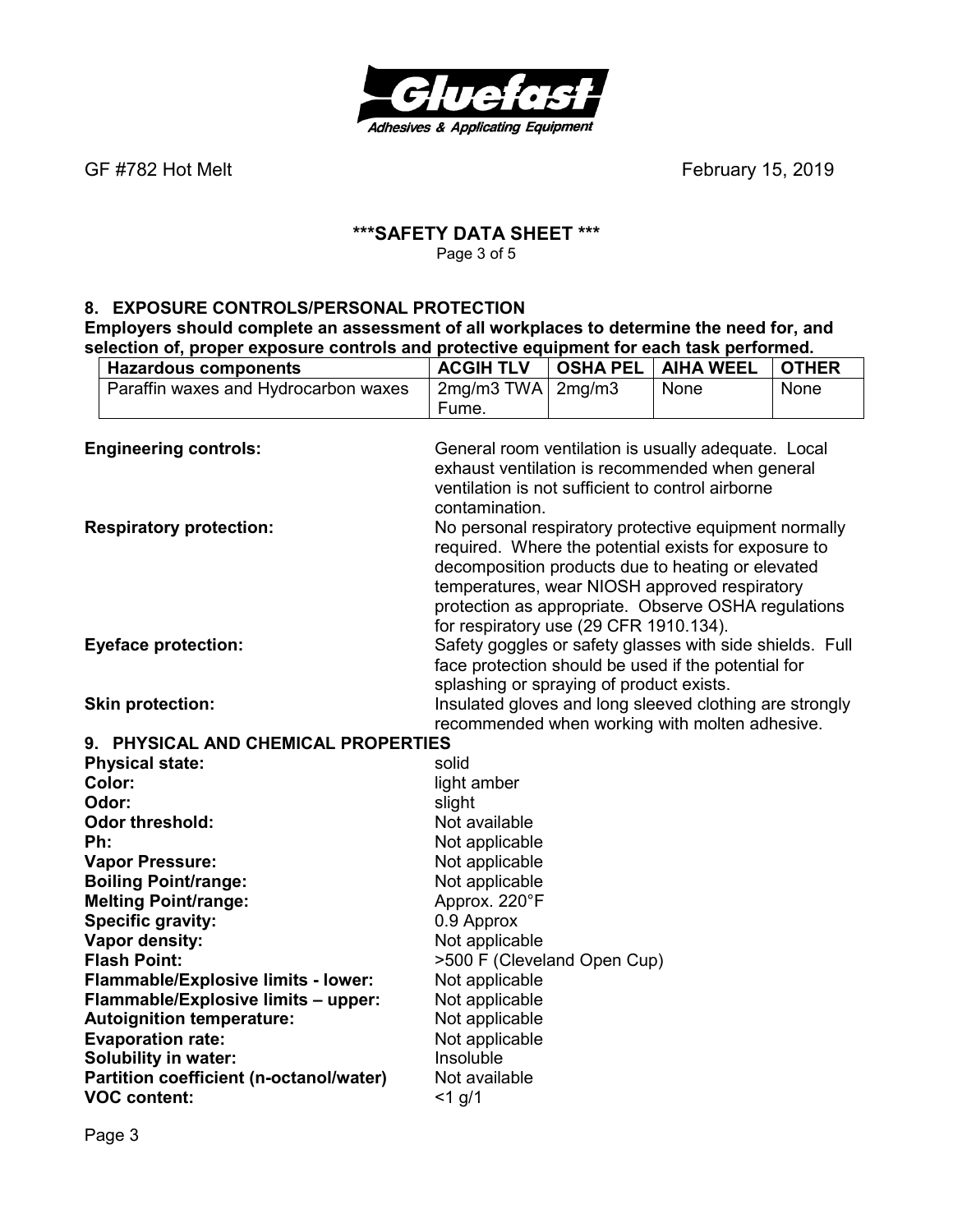GF #782 Hot Melt February 15, 2019

## \*\*\*SAFETY DATA SHEET \*\*\*

## 8. EXPOSURE CONTROLS/PERSONAL PROTECTION

**Employers should complete an assessment of all workplaces to determine the need for, and selection of, proper exposure controls and protective equipment for each task performed.**

| Hazardous components | ACGIH TLV | OSHA PEL | AIHA WEEL | OTHER |
|---|---|---|---|---|
| Paraffin waxes and Hydrocarbon waxes | 2mg/m3 TWA Fume. | 2mg/m3 | None | None |

**Engineering controls:** General room ventilation is usually adequate. Local exhaust ventilation is recommended when general ventilation is not sufficient to control airborne contamination.

**Respiratory protection:** No personal respiratory protective equipment normally required. Where the potential exists for exposure to decomposition products due to heating or elevated temperatures, wear NIOSH approved respiratory protection as appropriate. Observe OSHA regulations for respiratory use (29 CFR 1910.134).

**Eyeface protection:** Safety goggles or safety glasses with side shields. Full face protection should be used if the potential for splashing or spraying of product exists.

**Skin protection:** Insulated gloves and long sleeved clothing are strongly recommended when working with molten adhesive.

## 9. PHYSICAL AND CHEMICAL PROPERTIES

**Physical state:** solid
**Color:** light amber
**Odor:** slight
**Odor threshold:** Not available
**Ph:** Not applicable
**Vapor Pressure:** Not applicable
**Boiling Point/range:** Not applicable
**Melting Point/range:** Approx. 220°F
**Specific gravity:** 0.9 Approx
**Vapor density:** Not applicable
**Flash Point:** >500 F (Cleveland Open Cup)
**Flammable/Explosive limits - lower:** Not applicable
**Flammable/Explosive limits – upper:** Not applicable
**Autoignition temperature:** Not applicable
**Evaporation rate:** Not applicable
**Solubility in water:** Insoluble
**Partition coefficient (n-octanol/water)** Not available
**VOC content:** <1 g/1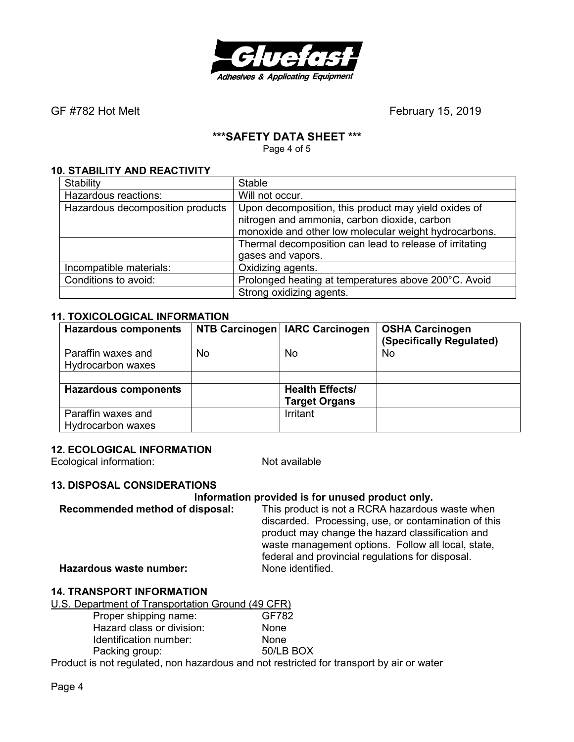GF #782 Hot Melt February 15, 2019

**\*\*\*SAFETY DATA SHEET \*\*\***

## 10. STABILITY AND REACTIVITY

| | |
|---|---|
| Stability | Stable |
| Hazardous reactions: | Will not occur. |
| Hazardous decomposition products | Upon decomposition, this product may yield oxides of nitrogen and ammonia, carbon dioxide, carbon monoxide and other low molecular weight hydrocarbons. |
| | Thermal decomposition can lead to release of irritating gases and vapors. |
| Incompatible materials: | Oxidizing agents. |
| Conditions to avoid: | Prolonged heating at temperatures above 200°C. Avoid |
| | Strong oxidizing agents. |

## 11. TOXICOLOGICAL INFORMATION

| Hazardous components | NTB Carcinogen | IARC Carcinogen | OSHA Carcinogen (Specifically Regulated) |
|---|---|---|---|
| Paraffin waxes and Hydrocarbon waxes | No | No | No |
| | | | |
| **Hazardous components** | | **Health Effects/ Target Organs** | |
| Paraffin waxes and Hydrocarbon waxes | | Irritant | |

## 12. ECOLOGICAL INFORMATION

Ecological information: Not available

## 13. DISPOSAL CONSIDERATIONS

**Information provided is for unused product only.**

**Recommended method of disposal:** This product is not a RCRA hazardous waste when discarded. Processing, use, or contamination of this product may change the hazard classification and waste management options. Follow all local, state, federal and provincial regulations for disposal.

**Hazardous waste number:** None identified.

## 14. TRANSPORT INFORMATION

U.S. Department of Transportation Ground (49 CFR)

Proper shipping name: GF782
Hazard class or division: None
Identification number: None
Packing group: 50/LB BOX

Product is not regulated, non hazardous and not restricted for transport by air or water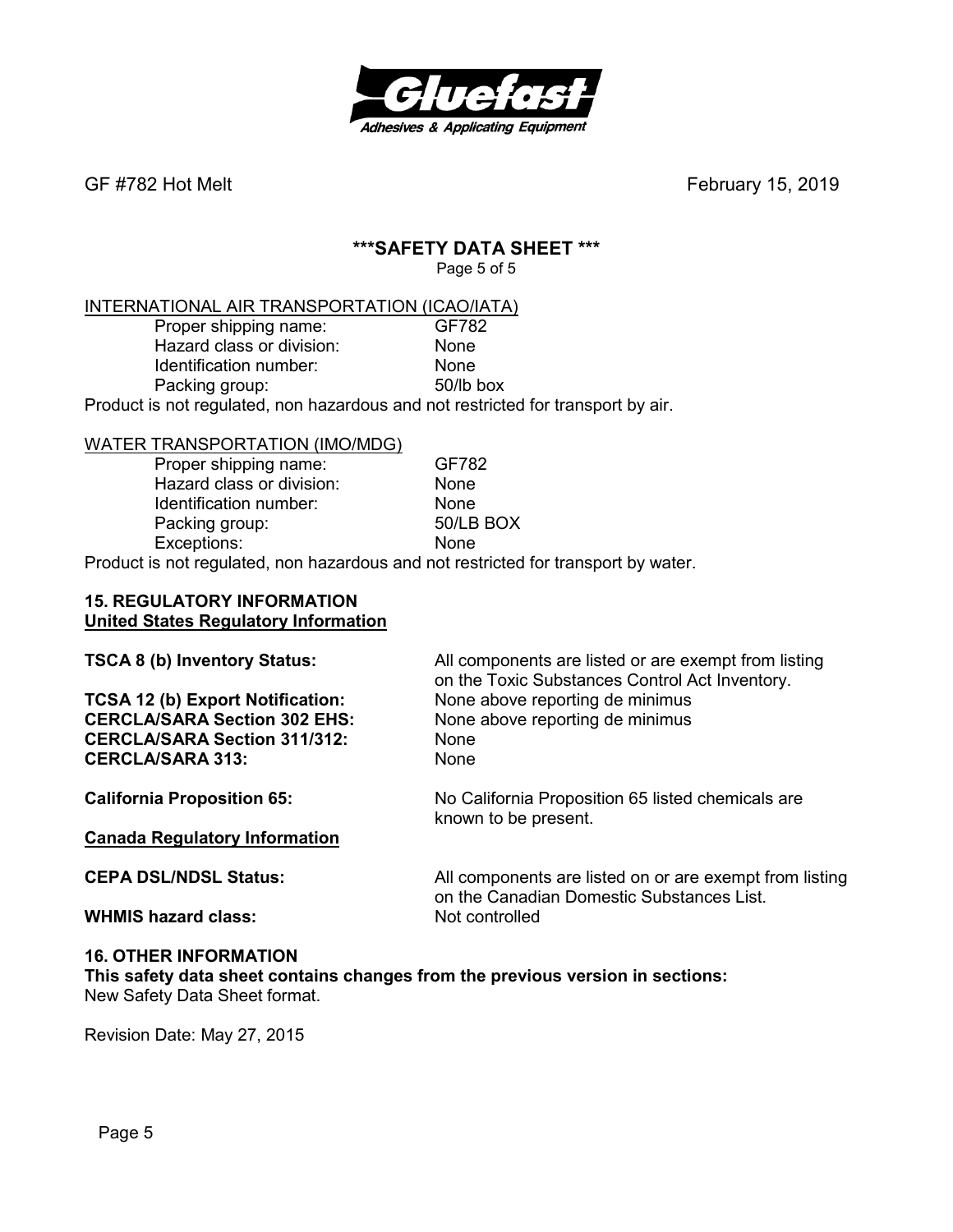GF #782 Hot Melt February 15, 2019

**\*\*\*SAFETY DATA SHEET \*\*\***

INTERNATIONAL AIR TRANSPORTATION (ICAO/IATA)

| | |
|---|---|
| Proper shipping name: | GF782 |
| Hazard class or division: | None |
| Identification number: | None |
| Packing group: | 50/lb box |

Product is not regulated, non hazardous and not restricted for transport by air.

WATER TRANSPORTATION (IMO/MDG)

| | |
|---|---|
| Proper shipping name: | GF782 |
| Hazard class or division: | None |
| Identification number: | None |
| Packing group: | 50/LB BOX |
| Exceptions: | None |

Product is not regulated, non hazardous and not restricted for transport by water.

## 15. REGULATORY INFORMATION

**United States Regulatory Information**

| | |
|---|---|
| **TSCA 8 (b) Inventory Status:** | All components are listed or are exempt from listing on the Toxic Substances Control Act Inventory. |
| **TCSA 12 (b) Export Notification:** | None above reporting de minimus |
| **CERCLA/SARA Section 302 EHS:** | None above reporting de minimus |
| **CERCLA/SARA Section 311/312:** | None |
| **CERCLA/SARA 313:** | None |
| **California Proposition 65:** | No California Proposition 65 listed chemicals are known to be present. |

**Canada Regulatory Information**

| | |
|---|---|
| **CEPA DSL/NDSL Status:** | All components are listed on or are exempt from listing on the Canadian Domestic Substances List. |
| **WHMIS hazard class:** | Not controlled |

## 16. OTHER INFORMATION

**This safety data sheet contains changes from the previous version in sections:**
New Safety Data Sheet format.

Revision Date: May 27, 2015